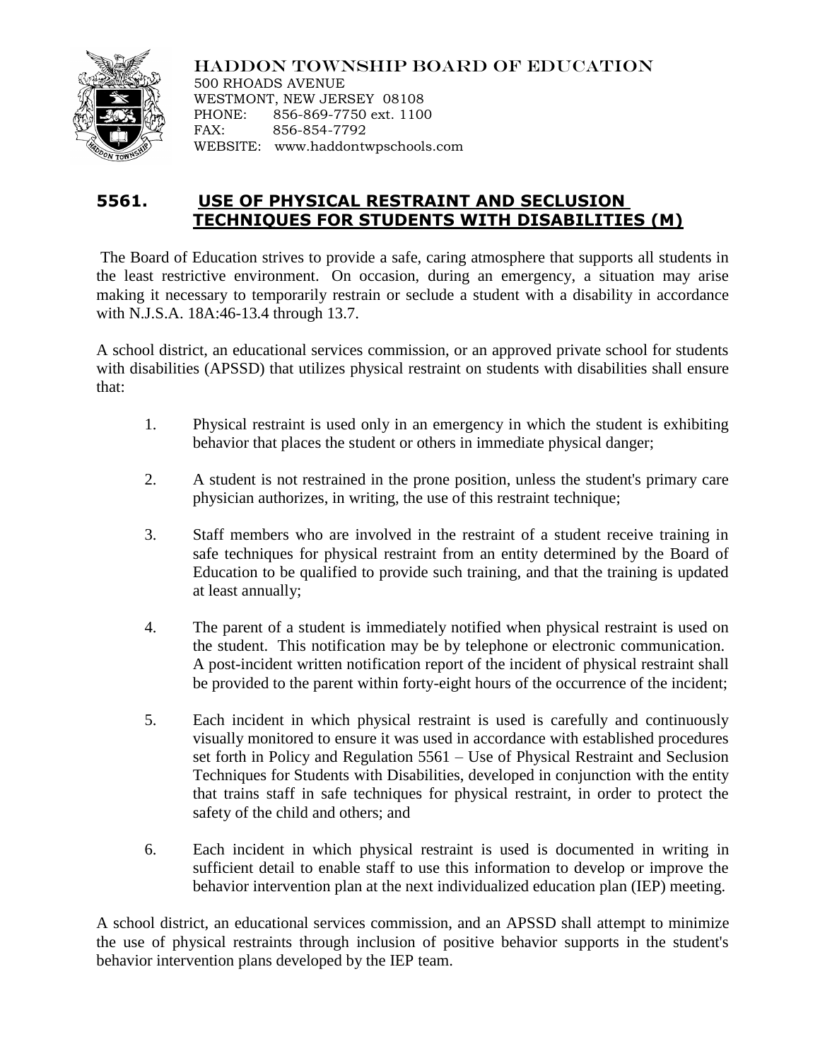HADDON TOWNSHIP BOARD OF EDUCATION
500 RHOADS AVENUE
WESTMONT, NEW JERSEY 08108
PHONE: 856-869-7750 ext. 1100
FAX: 856-854-7792
WEBSITE: www.haddontwpschools.com

## 5561. USE OF PHYSICAL RESTRAINT AND SECLUSION TECHNIQUES FOR STUDENTS WITH DISABILITIES (M)

The Board of Education strives to provide a safe, caring atmosphere that supports all students in the least restrictive environment. On occasion, during an emergency, a situation may arise making it necessary to temporarily restrain or seclude a student with a disability in accordance with N.J.S.A. 18A:46-13.4 through 13.7.

A school district, an educational services commission, or an approved private school for students with disabilities (APSSD) that utilizes physical restraint on students with disabilities shall ensure that:

1. Physical restraint is used only in an emergency in which the student is exhibiting behavior that places the student or others in immediate physical danger;

2. A student is not restrained in the prone position, unless the student's primary care physician authorizes, in writing, the use of this restraint technique;

3. Staff members who are involved in the restraint of a student receive training in safe techniques for physical restraint from an entity determined by the Board of Education to be qualified to provide such training, and that the training is updated at least annually;

4. The parent of a student is immediately notified when physical restraint is used on the student. This notification may be by telephone or electronic communication. A post-incident written notification report of the incident of physical restraint shall be provided to the parent within forty-eight hours of the occurrence of the incident;

5. Each incident in which physical restraint is used is carefully and continuously visually monitored to ensure it was used in accordance with established procedures set forth in Policy and Regulation 5561 – Use of Physical Restraint and Seclusion Techniques for Students with Disabilities, developed in conjunction with the entity that trains staff in safe techniques for physical restraint, in order to protect the safety of the child and others; and

6. Each incident in which physical restraint is used is documented in writing in sufficient detail to enable staff to use this information to develop or improve the behavior intervention plan at the next individualized education plan (IEP) meeting.

A school district, an educational services commission, and an APSSD shall attempt to minimize the use of physical restraints through inclusion of positive behavior supports in the student's behavior intervention plans developed by the IEP team.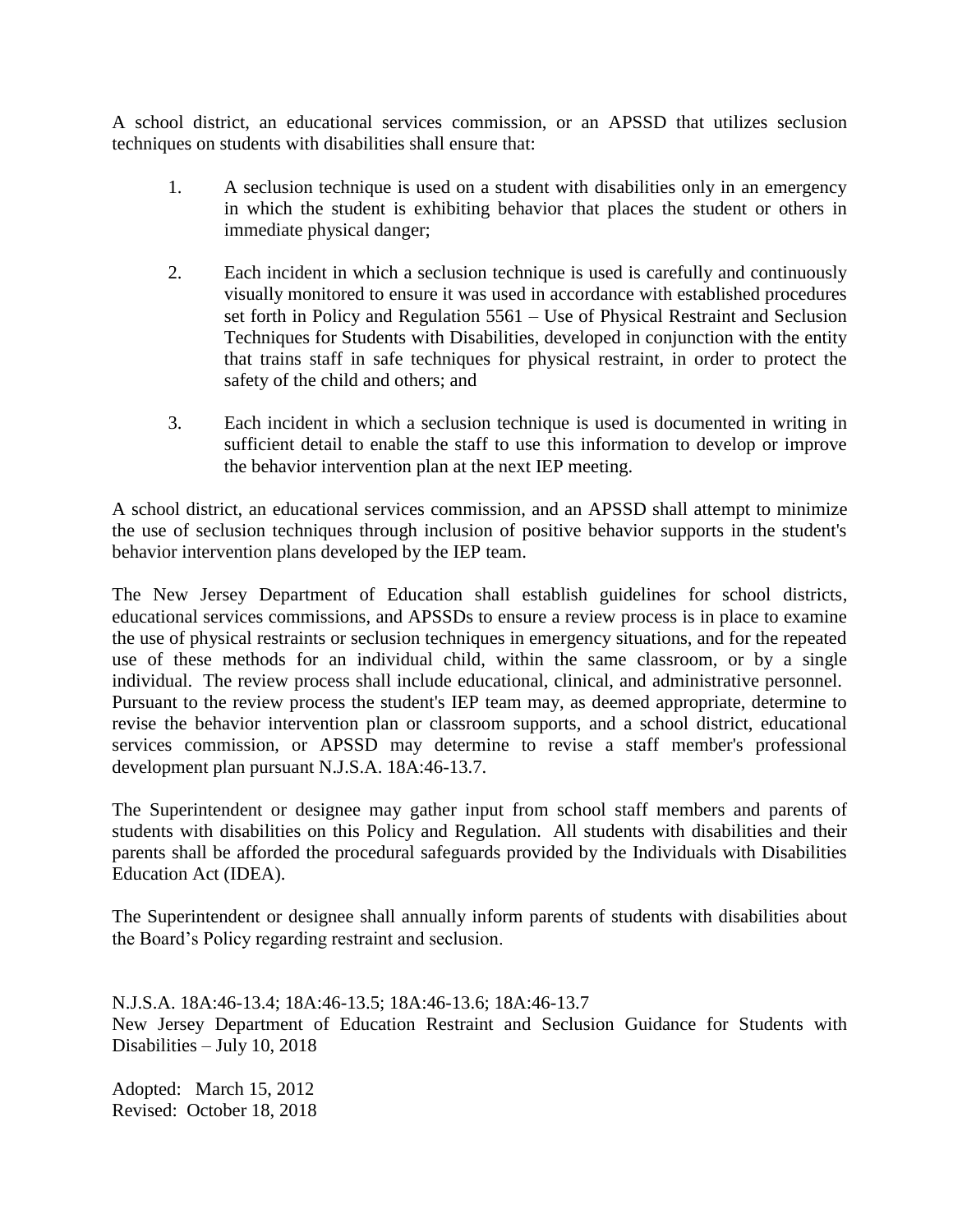A school district, an educational services commission, or an APSSD that utilizes seclusion techniques on students with disabilities shall ensure that:

1. A seclusion technique is used on a student with disabilities only in an emergency in which the student is exhibiting behavior that places the student or others in immediate physical danger;

2. Each incident in which a seclusion technique is used is carefully and continuously visually monitored to ensure it was used in accordance with established procedures set forth in Policy and Regulation 5561 – Use of Physical Restraint and Seclusion Techniques for Students with Disabilities, developed in conjunction with the entity that trains staff in safe techniques for physical restraint, in order to protect the safety of the child and others; and

3. Each incident in which a seclusion technique is used is documented in writing in sufficient detail to enable the staff to use this information to develop or improve the behavior intervention plan at the next IEP meeting.

A school district, an educational services commission, and an APSSD shall attempt to minimize the use of seclusion techniques through inclusion of positive behavior supports in the student's behavior intervention plans developed by the IEP team.

The New Jersey Department of Education shall establish guidelines for school districts, educational services commissions, and APSSDs to ensure a review process is in place to examine the use of physical restraints or seclusion techniques in emergency situations, and for the repeated use of these methods for an individual child, within the same classroom, or by a single individual. The review process shall include educational, clinical, and administrative personnel. Pursuant to the review process the student's IEP team may, as deemed appropriate, determine to revise the behavior intervention plan or classroom supports, and a school district, educational services commission, or APSSD may determine to revise a staff member's professional development plan pursuant N.J.S.A. 18A:46-13.7.

The Superintendent or designee may gather input from school staff members and parents of students with disabilities on this Policy and Regulation. All students with disabilities and their parents shall be afforded the procedural safeguards provided by the Individuals with Disabilities Education Act (IDEA).

The Superintendent or designee shall annually inform parents of students with disabilities about the Board's Policy regarding restraint and seclusion.

N.J.S.A. 18A:46-13.4; 18A:46-13.5; 18A:46-13.6; 18A:46-13.7
New Jersey Department of Education Restraint and Seclusion Guidance for Students with Disabilities – July 10, 2018

Adopted: March 15, 2012
Revised: October 18, 2018